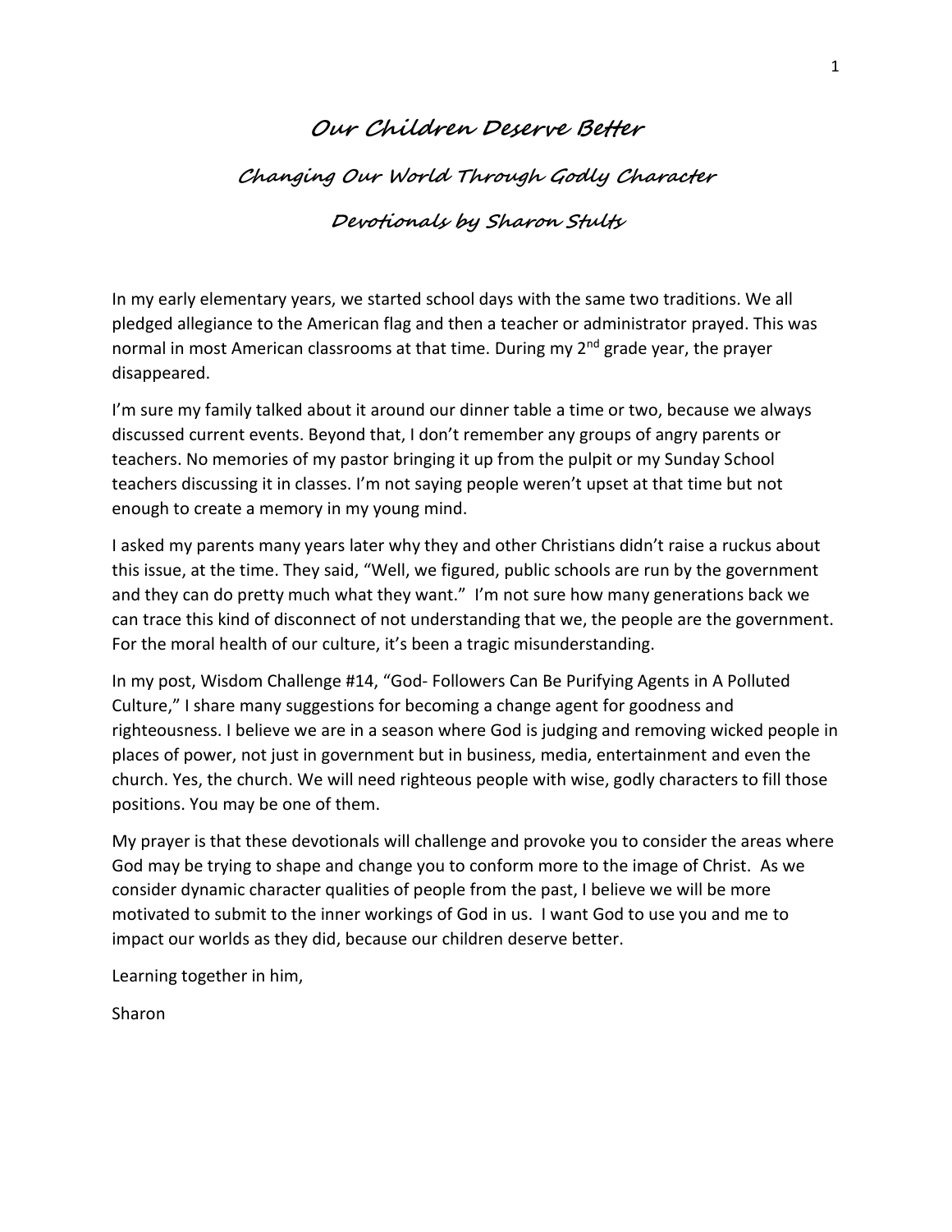# Our Children Deserve Better

## Changing Our World Through Godly Character

### Devotionals by Sharon Stults

In my early elementary years, we started school days with the same two traditions. We all pledged allegiance to the American flag and then a teacher or administrator prayed. This was normal in most American classrooms at that time. During my 2nd grade year, the prayer disappeared.

I'm sure my family talked about it around our dinner table a time or two, because we always discussed current events. Beyond that, I don't remember any groups of angry parents or teachers. No memories of my pastor bringing it up from the pulpit or my Sunday School teachers discussing it in classes. I'm not saying people weren't upset at that time but not enough to create a memory in my young mind.

I asked my parents many years later why they and other Christians didn't raise a ruckus about this issue, at the time. They said, "Well, we figured, public schools are run by the government and they can do pretty much what they want." I'm not sure how many generations back we can trace this kind of disconnect of not understanding that we, the people are the government. For the moral health of our culture, it's been a tragic misunderstanding.

In my post, Wisdom Challenge #14, "God- Followers Can Be Purifying Agents in A Polluted Culture," I share many suggestions for becoming a change agent for goodness and righteousness. I believe we are in a season where God is judging and removing wicked people in places of power, not just in government but in business, media, entertainment and even the church. Yes, the church. We will need righteous people with wise, godly characters to fill those positions. You may be one of them.

My prayer is that these devotionals will challenge and provoke you to consider the areas where God may be trying to shape and change you to conform more to the image of Christ. As we consider dynamic character qualities of people from the past, I believe we will be more motivated to submit to the inner workings of God in us. I want God to use you and me to impact our worlds as they did, because our children deserve better.

Learning together in him,

Sharon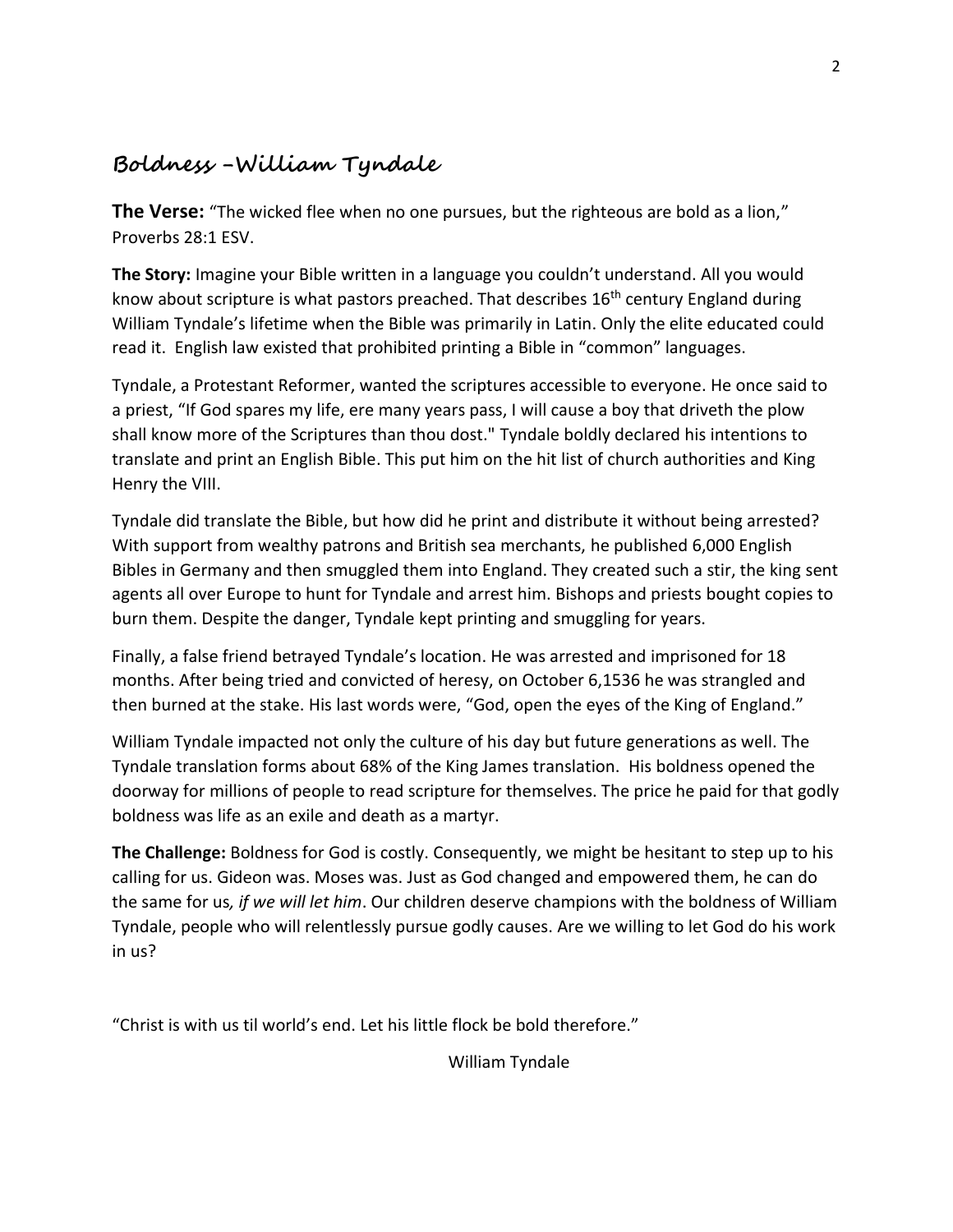## Boldness –William Tyndale

**The Verse:** "The wicked flee when no one pursues, but the righteous are bold as a lion," Proverbs 28:1 ESV.

**The Story:** Imagine your Bible written in a language you couldn't understand. All you would know about scripture is what pastors preached. That describes 16th century England during William Tyndale's lifetime when the Bible was primarily in Latin. Only the elite educated could read it. English law existed that prohibited printing a Bible in "common" languages.

Tyndale, a Protestant Reformer, wanted the scriptures accessible to everyone. He once said to a priest, "If God spares my life, ere many years pass, I will cause a boy that driveth the plow shall know more of the Scriptures than thou dost." Tyndale boldly declared his intentions to translate and print an English Bible. This put him on the hit list of church authorities and King Henry the VIII.

Tyndale did translate the Bible, but how did he print and distribute it without being arrested? With support from wealthy patrons and British sea merchants, he published 6,000 English Bibles in Germany and then smuggled them into England. They created such a stir, the king sent agents all over Europe to hunt for Tyndale and arrest him. Bishops and priests bought copies to burn them. Despite the danger, Tyndale kept printing and smuggling for years.

Finally, a false friend betrayed Tyndale's location. He was arrested and imprisoned for 18 months. After being tried and convicted of heresy, on October 6,1536 he was strangled and then burned at the stake. His last words were, "God, open the eyes of the King of England."

William Tyndale impacted not only the culture of his day but future generations as well. The Tyndale translation forms about 68% of the King James translation. His boldness opened the doorway for millions of people to read scripture for themselves. The price he paid for that godly boldness was life as an exile and death as a martyr.

**The Challenge:** Boldness for God is costly. Consequently, we might be hesitant to step up to his calling for us. Gideon was. Moses was. Just as God changed and empowered them, he can do the same for us*, if we will let him*. Our children deserve champions with the boldness of William Tyndale, people who will relentlessly pursue godly causes. Are we willing to let God do his work in us?

"Christ is with us til world's end. Let his little flock be bold therefore."

William Tyndale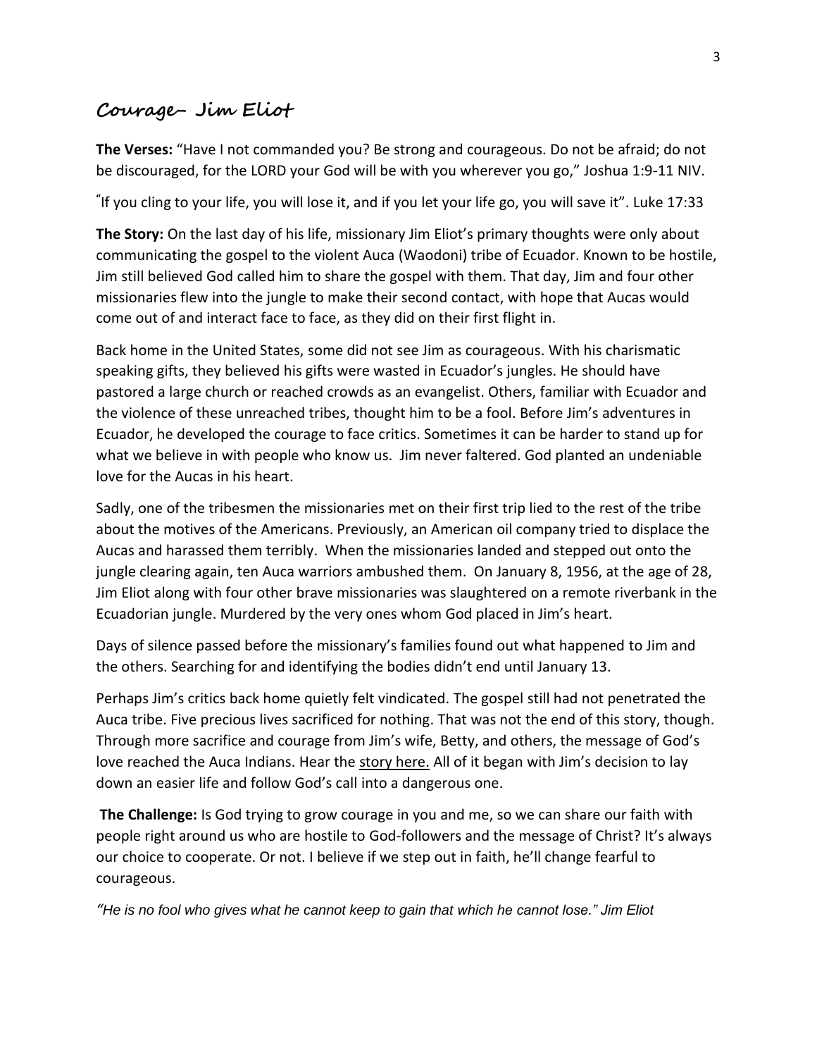## Courage– Jim Eliot

**The Verses:** "Have I not commanded you? Be strong and courageous. Do not be afraid; do not be discouraged, for the LORD your God will be with you wherever you go," Joshua 1:9-11 NIV.

"If you cling to your life, you will lose it, and if you let your life go, you will save it". Luke 17:33

**The Story:** On the last day of his life, missionary Jim Eliot's primary thoughts were only about communicating the gospel to the violent Auca (Waodoni) tribe of Ecuador. Known to be hostile, Jim still believed God called him to share the gospel with them. That day, Jim and four other missionaries flew into the jungle to make their second contact, with hope that Aucas would come out of and interact face to face, as they did on their first flight in.

Back home in the United States, some did not see Jim as courageous. With his charismatic speaking gifts, they believed his gifts were wasted in Ecuador's jungles. He should have pastored a large church or reached crowds as an evangelist. Others, familiar with Ecuador and the violence of these unreached tribes, thought him to be a fool. Before Jim's adventures in Ecuador, he developed the courage to face critics. Sometimes it can be harder to stand up for what we believe in with people who know us. Jim never faltered. God planted an undeniable love for the Aucas in his heart.

Sadly, one of the tribesmen the missionaries met on their first trip lied to the rest of the tribe about the motives of the Americans. Previously, an American oil company tried to displace the Aucas and harassed them terribly. When the missionaries landed and stepped out onto the jungle clearing again, ten Auca warriors ambushed them. On January 8, 1956, at the age of 28, Jim Eliot along with four other brave missionaries was slaughtered on a remote riverbank in the Ecuadorian jungle. Murdered by the very ones whom God placed in Jim's heart.

Days of silence passed before the missionary's families found out what happened to Jim and the others. Searching for and identifying the bodies didn't end until January 13.

Perhaps Jim's critics back home quietly felt vindicated. The gospel still had not penetrated the Auca tribe. Five precious lives sacrificed for nothing. That was not the end of this story, though. Through more sacrifice and courage from Jim's wife, Betty, and others, the message of God's love reached the Auca Indians. Hear the story here. All of it began with Jim's decision to lay down an easier life and follow God's call into a dangerous one.

**The Challenge:** Is God trying to grow courage in you and me, so we can share our faith with people right around us who are hostile to God-followers and the message of Christ? It's always our choice to cooperate. Or not. I believe if we step out in faith, he'll change fearful to courageous.

*"He is no fool who gives what he cannot keep to gain that which he cannot lose." Jim Eliot*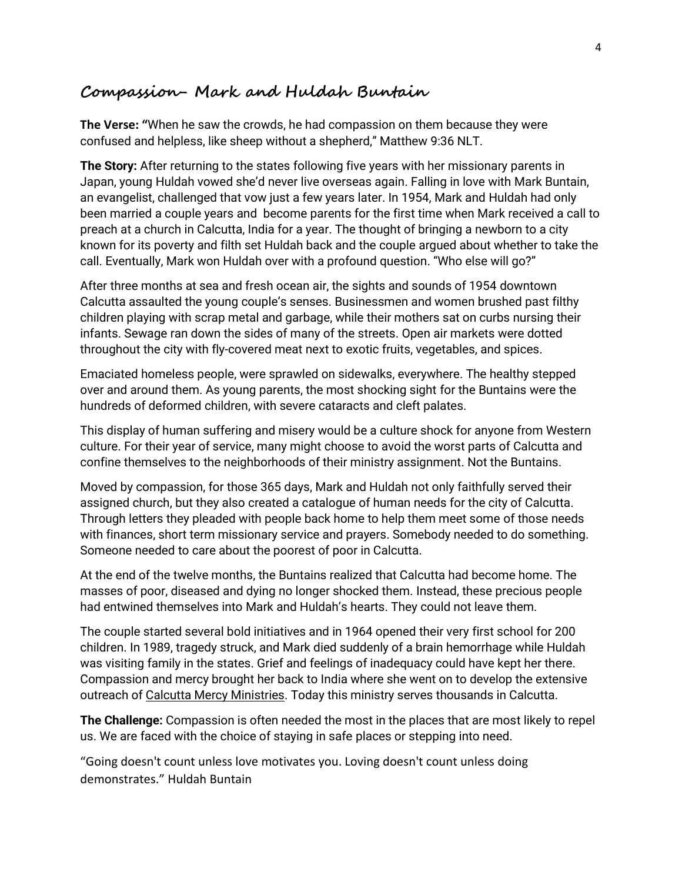## Compassion– Mark and Huldah Buntain

**The Verse:** "When he saw the crowds, he had compassion on them because they were confused and helpless, like sheep without a shepherd," Matthew 9:36 NLT.

**The Story:** After returning to the states following five years with her missionary parents in Japan, young Huldah vowed she'd never live overseas again. Falling in love with Mark Buntain, an evangelist, challenged that vow just a few years later. In 1954, Mark and Huldah had only been married a couple years and  become parents for the first time when Mark received a call to preach at a church in Calcutta, India for a year. The thought of bringing a newborn to a city known for its poverty and filth set Huldah back and the couple argued about whether to take the call. Eventually, Mark won Huldah over with a profound question. "Who else will go?"

After three months at sea and fresh ocean air, the sights and sounds of 1954 downtown Calcutta assaulted the young couple's senses. Businessmen and women brushed past filthy children playing with scrap metal and garbage, while their mothers sat on curbs nursing their infants. Sewage ran down the sides of many of the streets. Open air markets were dotted throughout the city with fly-covered meat next to exotic fruits, vegetables, and spices.

Emaciated homeless people, were sprawled on sidewalks, everywhere. The healthy stepped over and around them. As young parents, the most shocking sight for the Buntains were the hundreds of deformed children, with severe cataracts and cleft palates.

This display of human suffering and misery would be a culture shock for anyone from Western culture. For their year of service, many might choose to avoid the worst parts of Calcutta and confine themselves to the neighborhoods of their ministry assignment. Not the Buntains.

Moved by compassion, for those 365 days, Mark and Huldah not only faithfully served their assigned church, but they also created a catalogue of human needs for the city of Calcutta. Through letters they pleaded with people back home to help them meet some of those needs with finances, short term missionary service and prayers. Somebody needed to do something. Someone needed to care about the poorest of poor in Calcutta.

At the end of the twelve months, the Buntains realized that Calcutta had become home. The masses of poor, diseased and dying no longer shocked them. Instead, these precious people had entwined themselves into Mark and Huldah's hearts. They could not leave them.

The couple started several bold initiatives and in 1964 opened their very first school for 200 children. In 1989, tragedy struck, and Mark died suddenly of a brain hemorrhage while Huldah was visiting family in the states. Grief and feelings of inadequacy could have kept her there. Compassion and mercy brought her back to India where she went on to develop the extensive outreach of Calcutta Mercy Ministries. Today this ministry serves thousands in Calcutta.

**The Challenge:** Compassion is often needed the most in the places that are most likely to repel us. We are faced with the choice of staying in safe places or stepping into need.

"Going doesn't count unless love motivates you. Loving doesn't count unless doing demonstrates." Huldah Buntain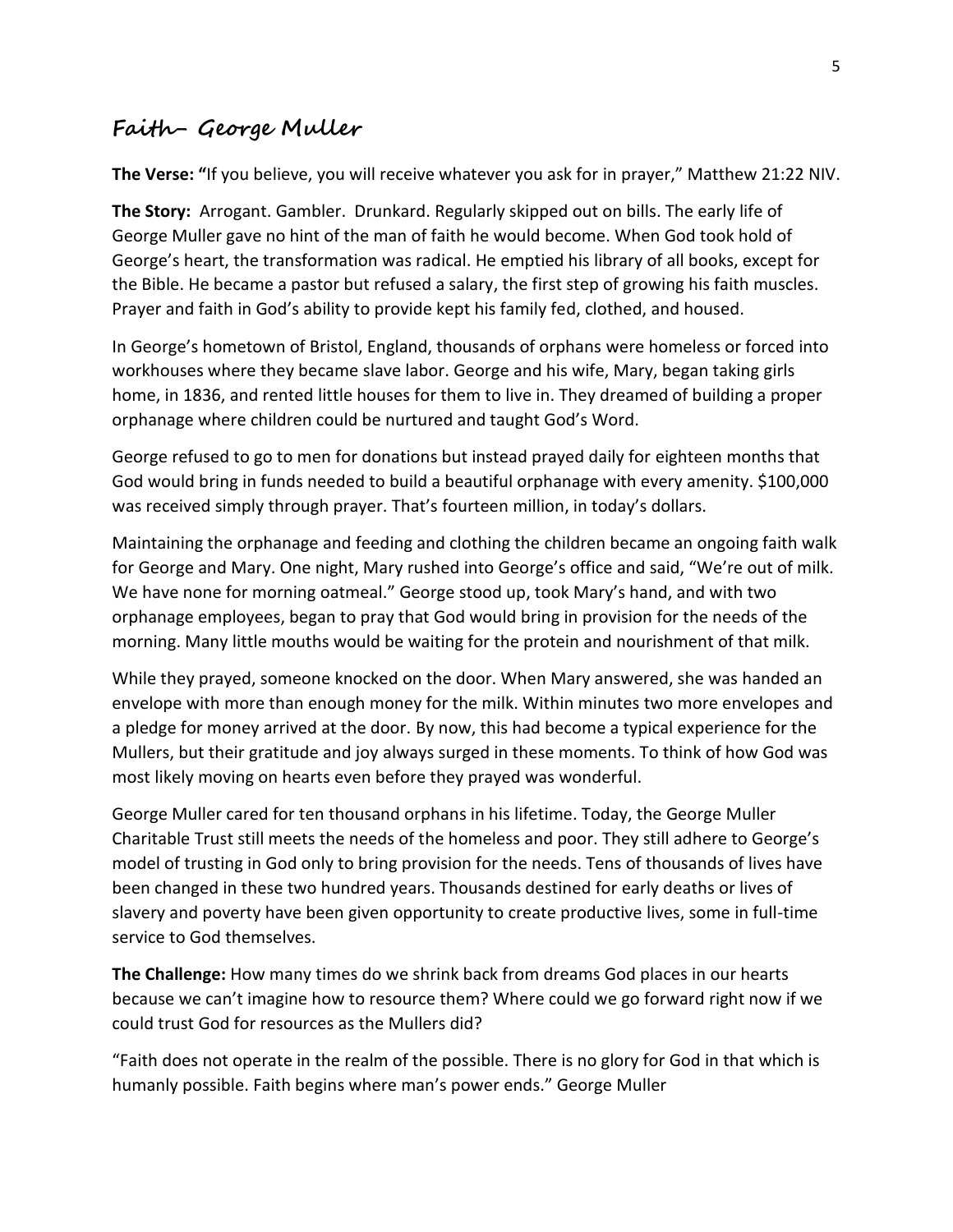## Faith– George Muller

**The Verse: "**If you believe, you will receive whatever you ask for in prayer," Matthew 21:22 NIV.

**The Story:** Arrogant. Gambler. Drunkard. Regularly skipped out on bills. The early life of George Muller gave no hint of the man of faith he would become. When God took hold of George's heart, the transformation was radical. He emptied his library of all books, except for the Bible. He became a pastor but refused a salary, the first step of growing his faith muscles. Prayer and faith in God's ability to provide kept his family fed, clothed, and housed.

In George's hometown of Bristol, England, thousands of orphans were homeless or forced into workhouses where they became slave labor. George and his wife, Mary, began taking girls home, in 1836, and rented little houses for them to live in. They dreamed of building a proper orphanage where children could be nurtured and taught God's Word.

George refused to go to men for donations but instead prayed daily for eighteen months that God would bring in funds needed to build a beautiful orphanage with every amenity. $100,000 was received simply through prayer. That's fourteen million, in today's dollars.

Maintaining the orphanage and feeding and clothing the children became an ongoing faith walk for George and Mary. One night, Mary rushed into George's office and said, "We're out of milk. We have none for morning oatmeal." George stood up, took Mary's hand, and with two orphanage employees, began to pray that God would bring in provision for the needs of the morning. Many little mouths would be waiting for the protein and nourishment of that milk.

While they prayed, someone knocked on the door. When Mary answered, she was handed an envelope with more than enough money for the milk. Within minutes two more envelopes and a pledge for money arrived at the door. By now, this had become a typical experience for the Mullers, but their gratitude and joy always surged in these moments. To think of how God was most likely moving on hearts even before they prayed was wonderful.

George Muller cared for ten thousand orphans in his lifetime. Today, the George Muller Charitable Trust still meets the needs of the homeless and poor. They still adhere to George's model of trusting in God only to bring provision for the needs. Tens of thousands of lives have been changed in these two hundred years. Thousands destined for early deaths or lives of slavery and poverty have been given opportunity to create productive lives, some in full-time service to God themselves.

**The Challenge:** How many times do we shrink back from dreams God places in our hearts because we can't imagine how to resource them? Where could we go forward right now if we could trust God for resources as the Mullers did?

"Faith does not operate in the realm of the possible. There is no glory for God in that which is humanly possible. Faith begins where man's power ends." George Muller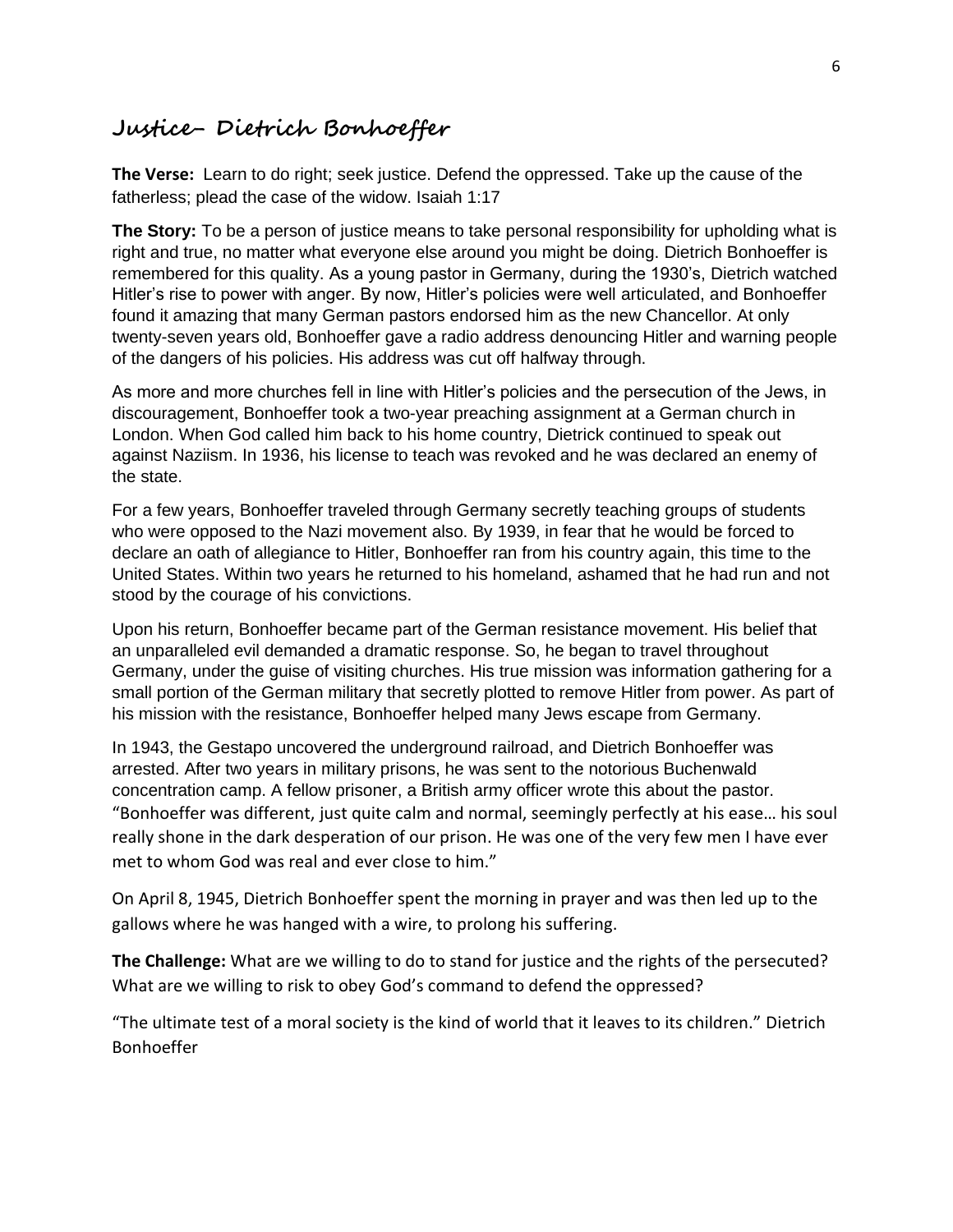## Justice- Dietrich Bonhoeffer

**The Verse:** Learn to do right; seek justice. Defend the oppressed. Take up the cause of the fatherless; plead the case of the widow. Isaiah 1:17

**The Story:** To be a person of justice means to take personal responsibility for upholding what is right and true, no matter what everyone else around you might be doing. Dietrich Bonhoeffer is remembered for this quality. As a young pastor in Germany, during the 1930's, Dietrich watched Hitler's rise to power with anger. By now, Hitler's policies were well articulated, and Bonhoeffer found it amazing that many German pastors endorsed him as the new Chancellor. At only twenty-seven years old, Bonhoeffer gave a radio address denouncing Hitler and warning people of the dangers of his policies. His address was cut off halfway through.

As more and more churches fell in line with Hitler's policies and the persecution of the Jews, in discouragement, Bonhoeffer took a two-year preaching assignment at a German church in London. When God called him back to his home country, Dietrick continued to speak out against Naziism. In 1936, his license to teach was revoked and he was declared an enemy of the state.

For a few years, Bonhoeffer traveled through Germany secretly teaching groups of students who were opposed to the Nazi movement also. By 1939, in fear that he would be forced to declare an oath of allegiance to Hitler, Bonhoeffer ran from his country again, this time to the United States. Within two years he returned to his homeland, ashamed that he had run and not stood by the courage of his convictions.

Upon his return, Bonhoeffer became part of the German resistance movement. His belief that an unparalleled evil demanded a dramatic response. So, he began to travel throughout Germany, under the guise of visiting churches. His true mission was information gathering for a small portion of the German military that secretly plotted to remove Hitler from power. As part of his mission with the resistance, Bonhoeffer helped many Jews escape from Germany.

In 1943, the Gestapo uncovered the underground railroad, and Dietrich Bonhoeffer was arrested. After two years in military prisons, he was sent to the notorious Buchenwald concentration camp. A fellow prisoner, a British army officer wrote this about the pastor. "Bonhoeffer was different, just quite calm and normal, seemingly perfectly at his ease… his soul really shone in the dark desperation of our prison. He was one of the very few men I have ever met to whom God was real and ever close to him."

On April 8, 1945, Dietrich Bonhoeffer spent the morning in prayer and was then led up to the gallows where he was hanged with a wire, to prolong his suffering.

**The Challenge:** What are we willing to do to stand for justice and the rights of the persecuted? What are we willing to risk to obey God's command to defend the oppressed?

"The ultimate test of a moral society is the kind of world that it leaves to its children." Dietrich Bonhoeffer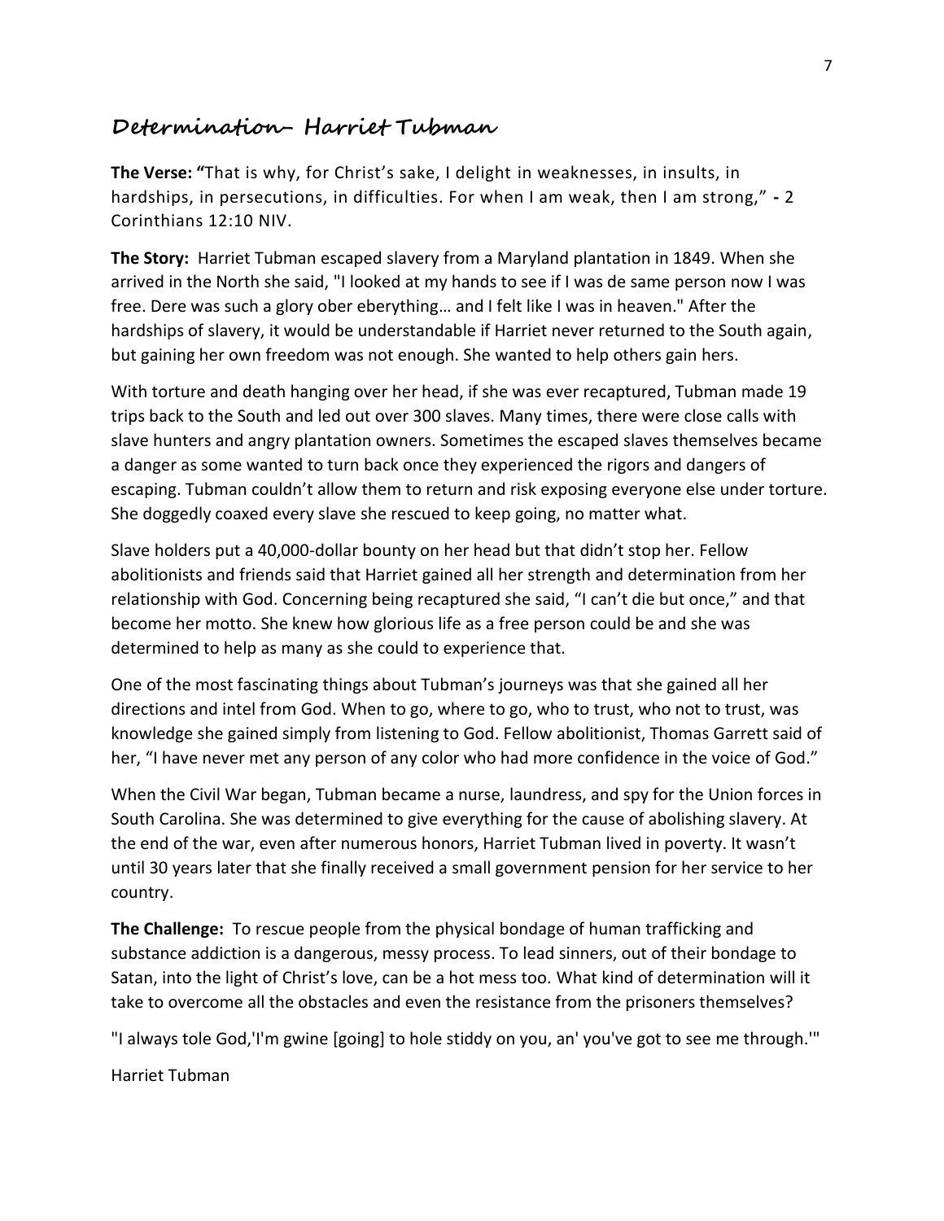## Determination– Harriet Tubman

**The Verse: "**That is why, for Christ's sake, I delight in weaknesses, in insults, in hardships, in persecutions, in difficulties. For when I am weak, then I am strong," **-** 2 Corinthians 12:10 NIV.

**The Story:** Harriet Tubman escaped slavery from a Maryland plantation in 1849. When she arrived in the North she said, "I looked at my hands to see if I was de same person now I was free. Dere was such a glory ober eberything… and I felt like I was in heaven." After the hardships of slavery, it would be understandable if Harriet never returned to the South again, but gaining her own freedom was not enough. She wanted to help others gain hers.

With torture and death hanging over her head, if she was ever recaptured, Tubman made 19 trips back to the South and led out over 300 slaves. Many times, there were close calls with slave hunters and angry plantation owners. Sometimes the escaped slaves themselves became a danger as some wanted to turn back once they experienced the rigors and dangers of escaping. Tubman couldn't allow them to return and risk exposing everyone else under torture. She doggedly coaxed every slave she rescued to keep going, no matter what.

Slave holders put a 40,000-dollar bounty on her head but that didn't stop her. Fellow abolitionists and friends said that Harriet gained all her strength and determination from her relationship with God. Concerning being recaptured she said, "I can't die but once," and that become her motto. She knew how glorious life as a free person could be and she was determined to help as many as she could to experience that.

One of the most fascinating things about Tubman's journeys was that she gained all her directions and intel from God. When to go, where to go, who to trust, who not to trust, was knowledge she gained simply from listening to God. Fellow abolitionist, Thomas Garrett said of her, "I have never met any person of any color who had more confidence in the voice of God."

When the Civil War began, Tubman became a nurse, laundress, and spy for the Union forces in South Carolina. She was determined to give everything for the cause of abolishing slavery. At the end of the war, even after numerous honors, Harriet Tubman lived in poverty. It wasn't until 30 years later that she finally received a small government pension for her service to her country.

**The Challenge:** To rescue people from the physical bondage of human trafficking and substance addiction is a dangerous, messy process. To lead sinners, out of their bondage to Satan, into the light of Christ's love, can be a hot mess too. What kind of determination will it take to overcome all the obstacles and even the resistance from the prisoners themselves?

"I always tole God,'I'm gwine [going] to hole stiddy on you, an' you've got to see me through.'"

Harriet Tubman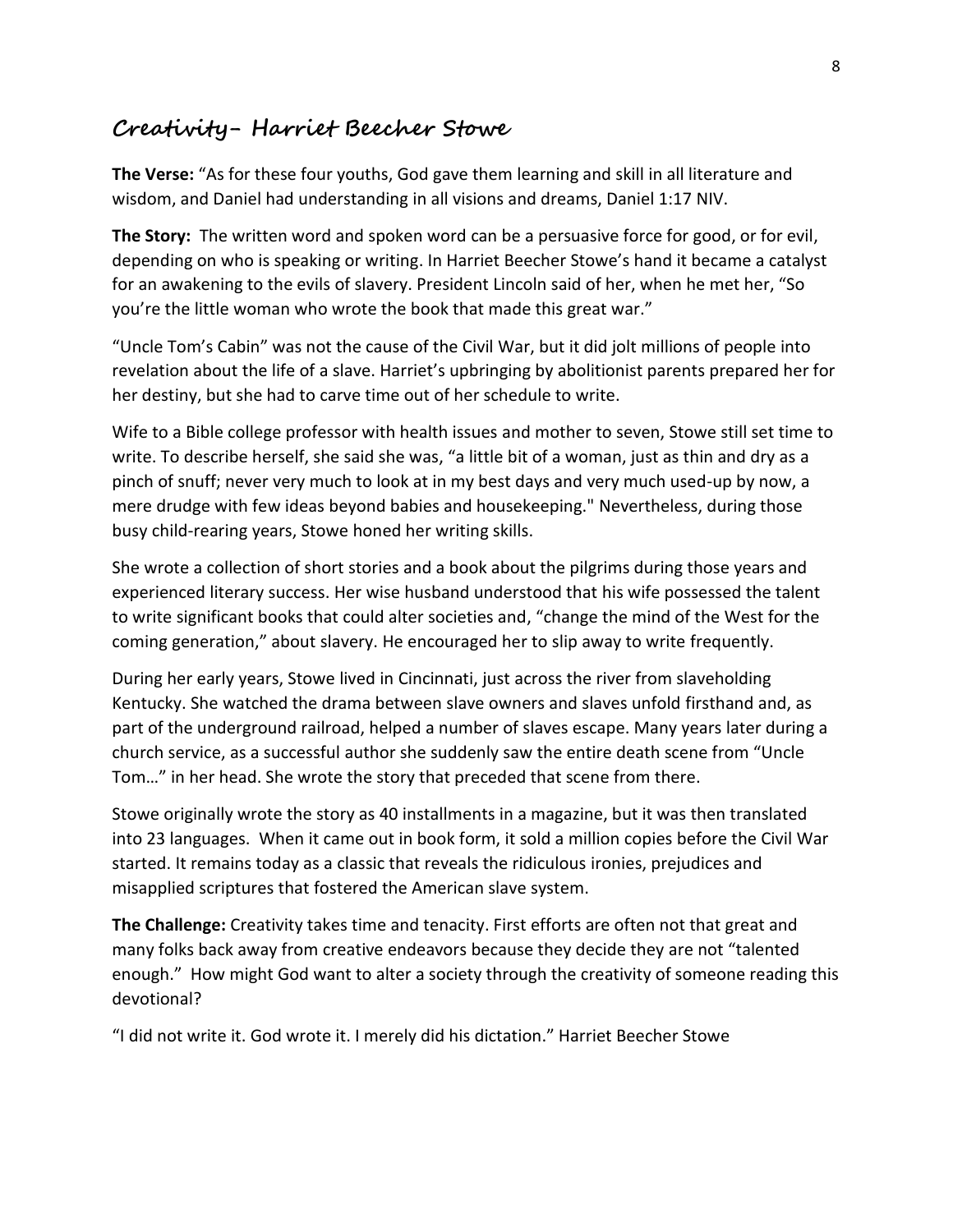## Creativity- Harriet Beecher Stowe

**The Verse:** "As for these four youths, God gave them learning and skill in all literature and wisdom, and Daniel had understanding in all visions and dreams, Daniel 1:17 NIV.

**The Story:** The written word and spoken word can be a persuasive force for good, or for evil, depending on who is speaking or writing. In Harriet Beecher Stowe's hand it became a catalyst for an awakening to the evils of slavery. President Lincoln said of her, when he met her, "So you're the little woman who wrote the book that made this great war."

"Uncle Tom's Cabin" was not the cause of the Civil War, but it did jolt millions of people into revelation about the life of a slave. Harriet's upbringing by abolitionist parents prepared her for her destiny, but she had to carve time out of her schedule to write.

Wife to a Bible college professor with health issues and mother to seven, Stowe still set time to write. To describe herself, she said she was, "a little bit of a woman, just as thin and dry as a pinch of snuff; never very much to look at in my best days and very much used-up by now, a mere drudge with few ideas beyond babies and housekeeping." Nevertheless, during those busy child-rearing years, Stowe honed her writing skills.

She wrote a collection of short stories and a book about the pilgrims during those years and experienced literary success. Her wise husband understood that his wife possessed the talent to write significant books that could alter societies and, "change the mind of the West for the coming generation," about slavery. He encouraged her to slip away to write frequently.

During her early years, Stowe lived in Cincinnati, just across the river from slaveholding Kentucky. She watched the drama between slave owners and slaves unfold firsthand and, as part of the underground railroad, helped a number of slaves escape. Many years later during a church service, as a successful author she suddenly saw the entire death scene from "Uncle Tom…" in her head. She wrote the story that preceded that scene from there.

Stowe originally wrote the story as 40 installments in a magazine, but it was then translated into 23 languages. When it came out in book form, it sold a million copies before the Civil War started. It remains today as a classic that reveals the ridiculous ironies, prejudices and misapplied scriptures that fostered the American slave system.

**The Challenge:** Creativity takes time and tenacity. First efforts are often not that great and many folks back away from creative endeavors because they decide they are not "talented enough." How might God want to alter a society through the creativity of someone reading this devotional?

"I did not write it. God wrote it. I merely did his dictation." Harriet Beecher Stowe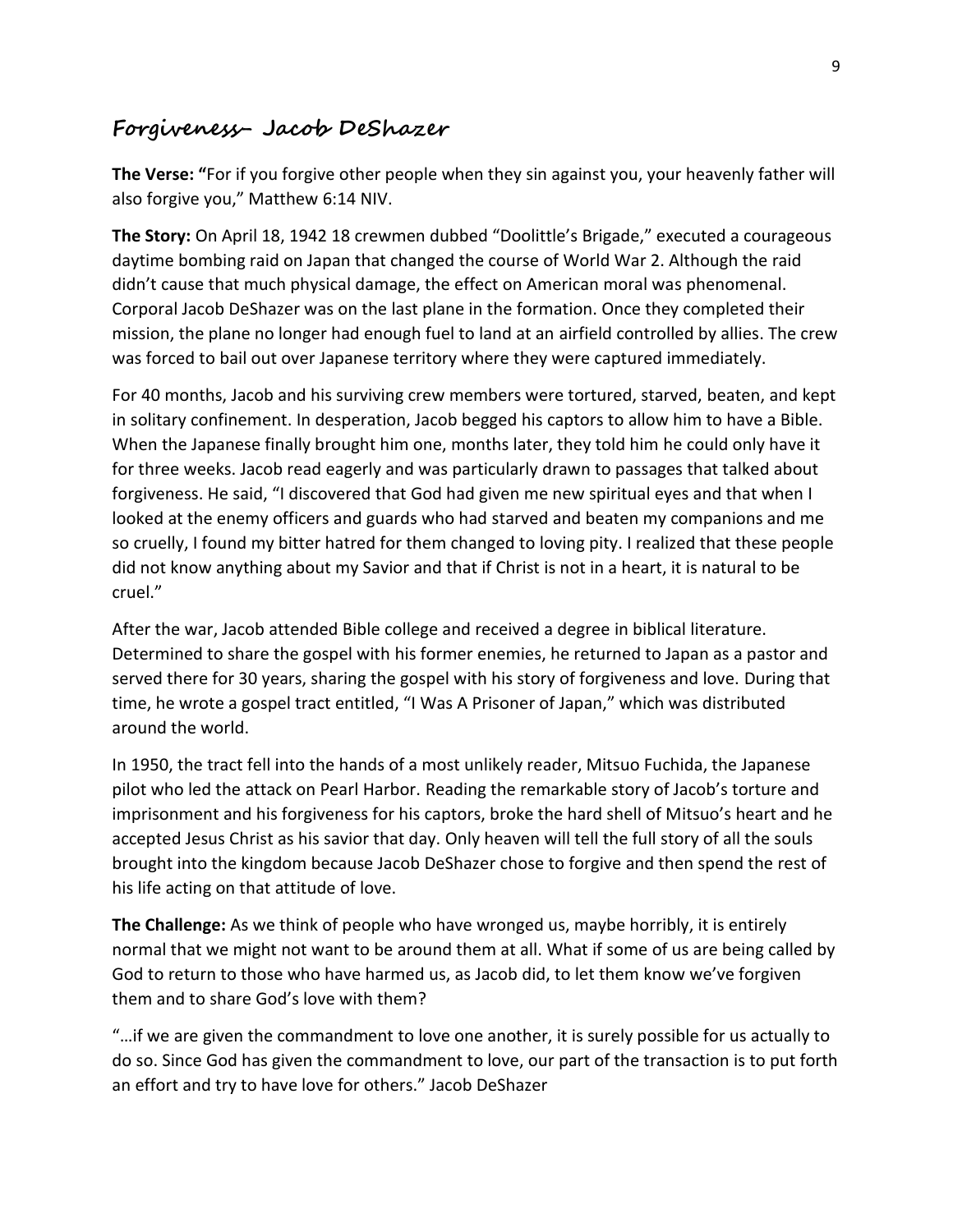## Forgiveness- Jacob DeShazer

**The Verse: "**For if you forgive other people when they sin against you, your heavenly father will also forgive you," Matthew 6:14 NIV.

**The Story:** On April 18, 1942 18 crewmen dubbed "Doolittle's Brigade," executed a courageous daytime bombing raid on Japan that changed the course of World War 2. Although the raid didn't cause that much physical damage, the effect on American moral was phenomenal. Corporal Jacob DeShazer was on the last plane in the formation. Once they completed their mission, the plane no longer had enough fuel to land at an airfield controlled by allies. The crew was forced to bail out over Japanese territory where they were captured immediately.

For 40 months, Jacob and his surviving crew members were tortured, starved, beaten, and kept in solitary confinement. In desperation, Jacob begged his captors to allow him to have a Bible. When the Japanese finally brought him one, months later, they told him he could only have it for three weeks. Jacob read eagerly and was particularly drawn to passages that talked about forgiveness. He said, "I discovered that God had given me new spiritual eyes and that when I looked at the enemy officers and guards who had starved and beaten my companions and me so cruelly, I found my bitter hatred for them changed to loving pity. I realized that these people did not know anything about my Savior and that if Christ is not in a heart, it is natural to be cruel."

After the war, Jacob attended Bible college and received a degree in biblical literature. Determined to share the gospel with his former enemies, he returned to Japan as a pastor and served there for 30 years, sharing the gospel with his story of forgiveness and love. During that time, he wrote a gospel tract entitled, "I Was A Prisoner of Japan," which was distributed around the world.

In 1950, the tract fell into the hands of a most unlikely reader, Mitsuo Fuchida, the Japanese pilot who led the attack on Pearl Harbor. Reading the remarkable story of Jacob's torture and imprisonment and his forgiveness for his captors, broke the hard shell of Mitsuo's heart and he accepted Jesus Christ as his savior that day. Only heaven will tell the full story of all the souls brought into the kingdom because Jacob DeShazer chose to forgive and then spend the rest of his life acting on that attitude of love.

**The Challenge:** As we think of people who have wronged us, maybe horribly, it is entirely normal that we might not want to be around them at all. What if some of us are being called by God to return to those who have harmed us, as Jacob did, to let them know we've forgiven them and to share God's love with them?

"…if we are given the commandment to love one another, it is surely possible for us actually to do so. Since God has given the commandment to love, our part of the transaction is to put forth an effort and try to have love for others." Jacob DeShazer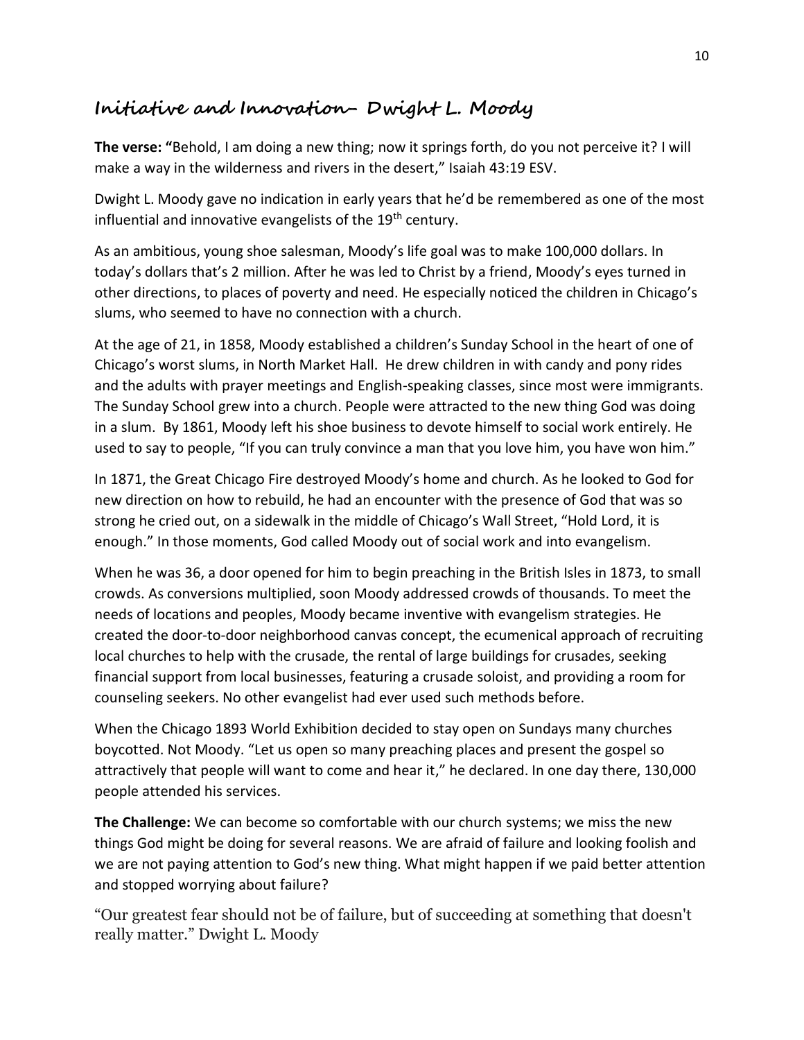## Initiative and Innovation– Dwight L. Moody

**The verse: "**Behold, I am doing a new thing; now it springs forth, do you not perceive it? I will make a way in the wilderness and rivers in the desert," Isaiah 43:19 ESV.

Dwight L. Moody gave no indication in early years that he'd be remembered as one of the most influential and innovative evangelists of the 19th century.

As an ambitious, young shoe salesman, Moody's life goal was to make 100,000 dollars. In today's dollars that's 2 million. After he was led to Christ by a friend, Moody's eyes turned in other directions, to places of poverty and need. He especially noticed the children in Chicago's slums, who seemed to have no connection with a church.

At the age of 21, in 1858, Moody established a children's Sunday School in the heart of one of Chicago's worst slums, in North Market Hall. He drew children in with candy and pony rides and the adults with prayer meetings and English-speaking classes, since most were immigrants. The Sunday School grew into a church. People were attracted to the new thing God was doing in a slum. By 1861, Moody left his shoe business to devote himself to social work entirely. He used to say to people, "If you can truly convince a man that you love him, you have won him."

In 1871, the Great Chicago Fire destroyed Moody's home and church. As he looked to God for new direction on how to rebuild, he had an encounter with the presence of God that was so strong he cried out, on a sidewalk in the middle of Chicago's Wall Street, "Hold Lord, it is enough." In those moments, God called Moody out of social work and into evangelism.

When he was 36, a door opened for him to begin preaching in the British Isles in 1873, to small crowds. As conversions multiplied, soon Moody addressed crowds of thousands. To meet the needs of locations and peoples, Moody became inventive with evangelism strategies. He created the door-to-door neighborhood canvas concept, the ecumenical approach of recruiting local churches to help with the crusade, the rental of large buildings for crusades, seeking financial support from local businesses, featuring a crusade soloist, and providing a room for counseling seekers. No other evangelist had ever used such methods before.

When the Chicago 1893 World Exhibition decided to stay open on Sundays many churches boycotted. Not Moody. "Let us open so many preaching places and present the gospel so attractively that people will want to come and hear it," he declared. In one day there, 130,000 people attended his services.

**The Challenge:** We can become so comfortable with our church systems; we miss the new things God might be doing for several reasons. We are afraid of failure and looking foolish and we are not paying attention to God's new thing. What might happen if we paid better attention and stopped worrying about failure?

"Our greatest fear should not be of failure, but of succeeding at something that doesn't really matter." Dwight L. Moody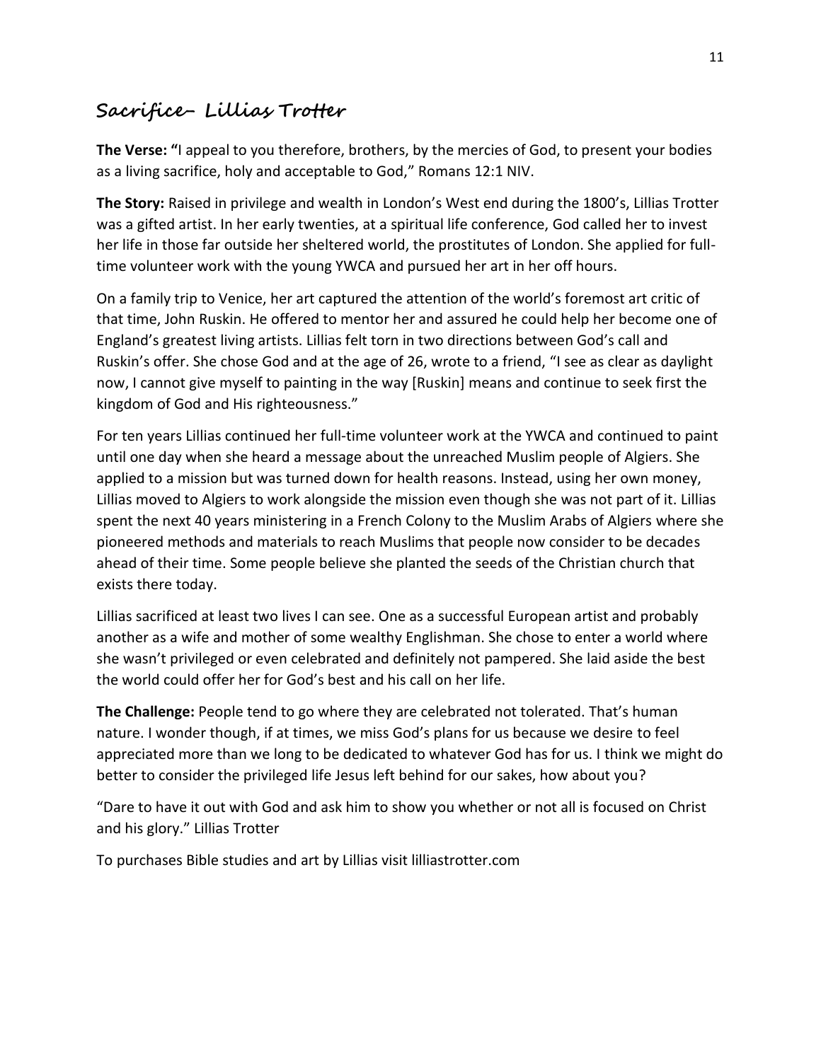## Sacrifice- Lillias Trotter

**The Verse: "**I appeal to you therefore, brothers, by the mercies of God, to present your bodies as a living sacrifice, holy and acceptable to God," Romans 12:1 NIV.

**The Story:** Raised in privilege and wealth in London's West end during the 1800's, Lillias Trotter was a gifted artist. In her early twenties, at a spiritual life conference, God called her to invest her life in those far outside her sheltered world, the prostitutes of London. She applied for full-time volunteer work with the young YWCA and pursued her art in her off hours.

On a family trip to Venice, her art captured the attention of the world's foremost art critic of that time, John Ruskin. He offered to mentor her and assured he could help her become one of England's greatest living artists. Lillias felt torn in two directions between God's call and Ruskin's offer. She chose God and at the age of 26, wrote to a friend, "I see as clear as daylight now, I cannot give myself to painting in the way [Ruskin] means and continue to seek first the kingdom of God and His righteousness."

For ten years Lillias continued her full-time volunteer work at the YWCA and continued to paint until one day when she heard a message about the unreached Muslim people of Algiers. She applied to a mission but was turned down for health reasons. Instead, using her own money, Lillias moved to Algiers to work alongside the mission even though she was not part of it. Lillias spent the next 40 years ministering in a French Colony to the Muslim Arabs of Algiers where she pioneered methods and materials to reach Muslims that people now consider to be decades ahead of their time. Some people believe she planted the seeds of the Christian church that exists there today.

Lillias sacrificed at least two lives I can see. One as a successful European artist and probably another as a wife and mother of some wealthy Englishman. She chose to enter a world where she wasn't privileged or even celebrated and definitely not pampered. She laid aside the best the world could offer her for God's best and his call on her life.

**The Challenge:** People tend to go where they are celebrated not tolerated. That's human nature. I wonder though, if at times, we miss God's plans for us because we desire to feel appreciated more than we long to be dedicated to whatever God has for us. I think we might do better to consider the privileged life Jesus left behind for our sakes, how about you?

"Dare to have it out with God and ask him to show you whether or not all is focused on Christ and his glory." Lillias Trotter

To purchases Bible studies and art by Lillias visit lilliastrotter.com